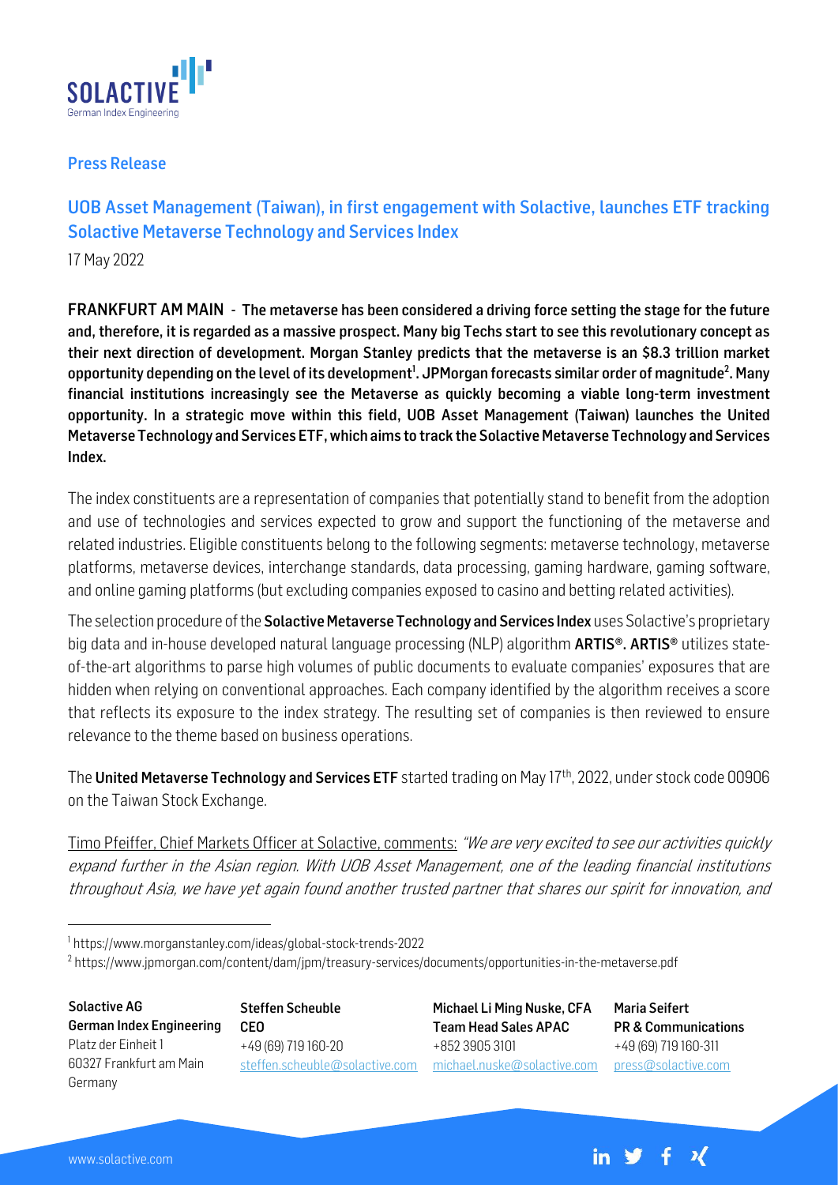**Press Release**

## UOB Asset Management (Taiwan), in first engagement with Solactive, launches ETF tracking Solactive Metaverse Technology and Services Index

17 May 2022

**FRANKFURT AM MAIN - The metaverse has been considered a driving force setting the stage for the future and, therefore, it is regarded as a massive prospect. Many big Techs start to see this revolutionary concept as their next direction of development. Morgan Stanley predicts that the metaverse is an $8.3 trillion market opportunity depending on the level of its development[1]. JPMorgan forecasts similar order of magnitude[2]. Many financial institutions increasingly see the Metaverse as quickly becoming a viable long-term investment opportunity. In a strategic move within this field, UOB Asset Management (Taiwan) launches the United Metaverse Technology and Services ETF, which aims to track the Solactive Metaverse Technology and Services Index.**

The index constituents are a representation of companies that potentially stand to benefit from the adoption and use of technologies and services expected to grow and support the functioning of the metaverse and related industries. Eligible constituents belong to the following segments: metaverse technology, metaverse platforms, metaverse devices, interchange standards, data processing, gaming hardware, gaming software, and online gaming platforms (but excluding companies exposed to casino and betting related activities).

The selection procedure of the **Solactive Metaverse Technology and Services Index** uses Solactive's proprietary big data and in-house developed natural language processing (NLP) algorithm **ARTIS®. ARTIS®** utilizes state-of-the-art algorithms to parse high volumes of public documents to evaluate companies' exposures that are hidden when relying on conventional approaches. Each company identified by the algorithm receives a score that reflects its exposure to the index strategy. The resulting set of companies is then reviewed to ensure relevance to the theme based on business operations.

The **United Metaverse Technology and Services ETF** started trading on May 17th, 2022, under stock code 00906 on the Taiwan Stock Exchange.

Timo Pfeiffer, Chief Markets Officer at Solactive, comments: *"We are very excited to see our activities quickly expand further in the Asian region. With UOB Asset Management, one of the leading financial institutions throughout Asia, we have yet again found another trusted partner that shares our spirit for innovation, and*

---

[1] https://www.morganstanley.com/ideas/global-stock-trends-2022

[2] https://www.jpmorgan.com/content/dam/jpm/treasury-services/documents/opportunities-in-the-metaverse.pdf

**Solactive AG**
**German Index Engineering**
Platz der Einheit 1
60327 Frankfurt am Main
Germany

**Steffen Scheuble**
**CEO**
+49 (69) 719 160-20
steffen.scheuble@solactive.com

**Michael Li Ming Nuske, CFA**
**Team Head Sales APAC**
+852 3905 3101
michael.nuske@solactive.com

**Maria Seifert**
**PR & Communications**
+49 (69) 719 160-311
press@solactive.com

www.solactive.com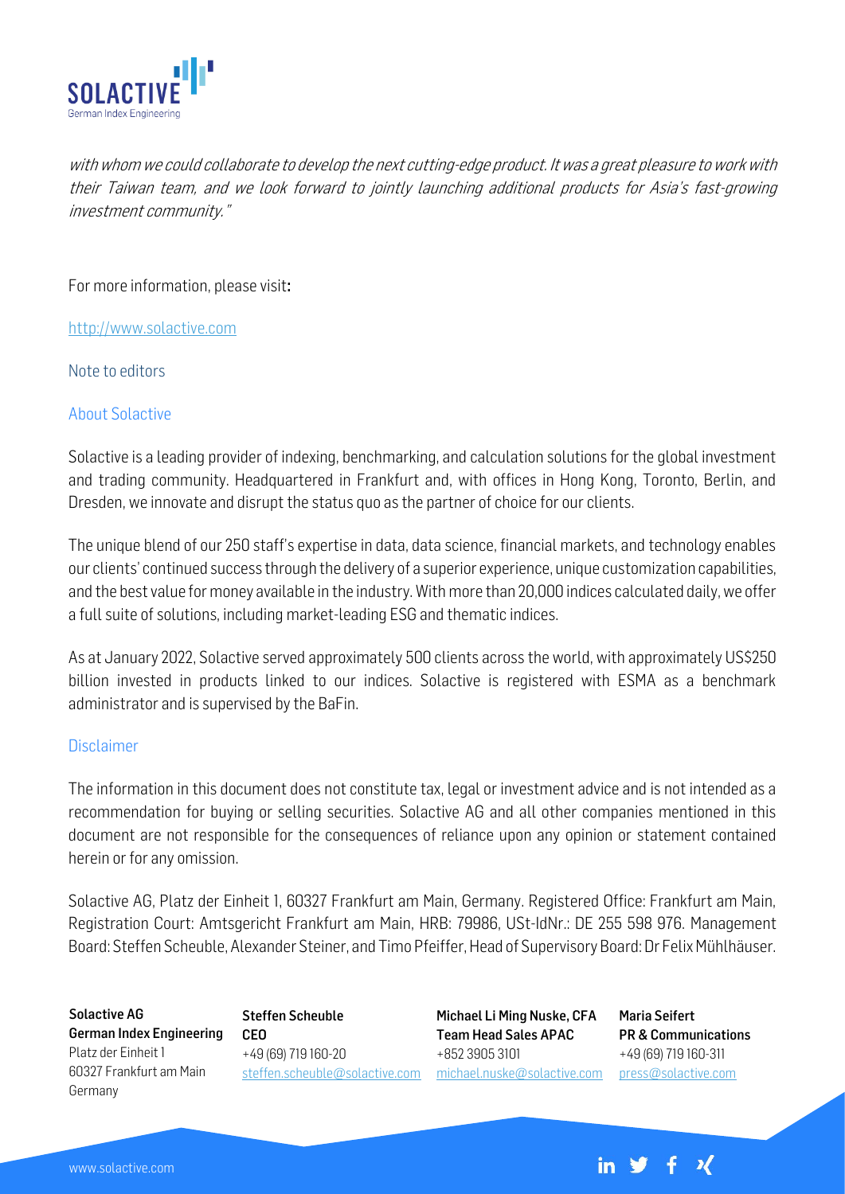*with whom we could collaborate to develop the next cutting-edge product. It was a great pleasure to work with their Taiwan team, and we look forward to jointly launching additional products for Asia's fast-growing investment community."*

For more information, please visit**:**

http://www.solactive.com

Note to editors

### About Solactive

Solactive is a leading provider of indexing, benchmarking, and calculation solutions for the global investment and trading community. Headquartered in Frankfurt and, with offices in Hong Kong, Toronto, Berlin, and Dresden, we innovate and disrupt the status quo as the partner of choice for our clients.

The unique blend of our 250 staff's expertise in data, data science, financial markets, and technology enables our clients' continued success through the delivery of a superior experience, unique customization capabilities, and the best value for money available in the industry. With more than 20,000 indices calculated daily, we offer a full suite of solutions, including market-leading ESG and thematic indices.

As at January 2022, Solactive served approximately 500 clients across the world, with approximately US$250 billion invested in products linked to our indices. Solactive is registered with ESMA as a benchmark administrator and is supervised by the BaFin.

### Disclaimer

The information in this document does not constitute tax, legal or investment advice and is not intended as a recommendation for buying or selling securities. Solactive AG and all other companies mentioned in this document are not responsible for the consequences of reliance upon any opinion or statement contained herein or for any omission.

Solactive AG, Platz der Einheit 1, 60327 Frankfurt am Main, Germany. Registered Office: Frankfurt am Main, Registration Court: Amtsgericht Frankfurt am Main, HRB: 79986, USt-IdNr.: DE 255 598 976. Management Board: Steffen Scheuble, Alexander Steiner, and Timo Pfeiffer, Head of Supervisory Board: Dr Felix Mühlhäuser.

**Solactive AG**
**German Index Engineering**
Platz der Einheit 1
60327 Frankfurt am Main
Germany

**Steffen Scheuble**
**CEO**
+49 (69) 719 160-20
steffen.scheuble@solactive.com

**Michael Li Ming Nuske, CFA**
**Team Head Sales APAC**
+852 3905 3101
michael.nuske@solactive.com

**Maria Seifert**
**PR & Communications**
+49 (69) 719 160-311
press@solactive.com